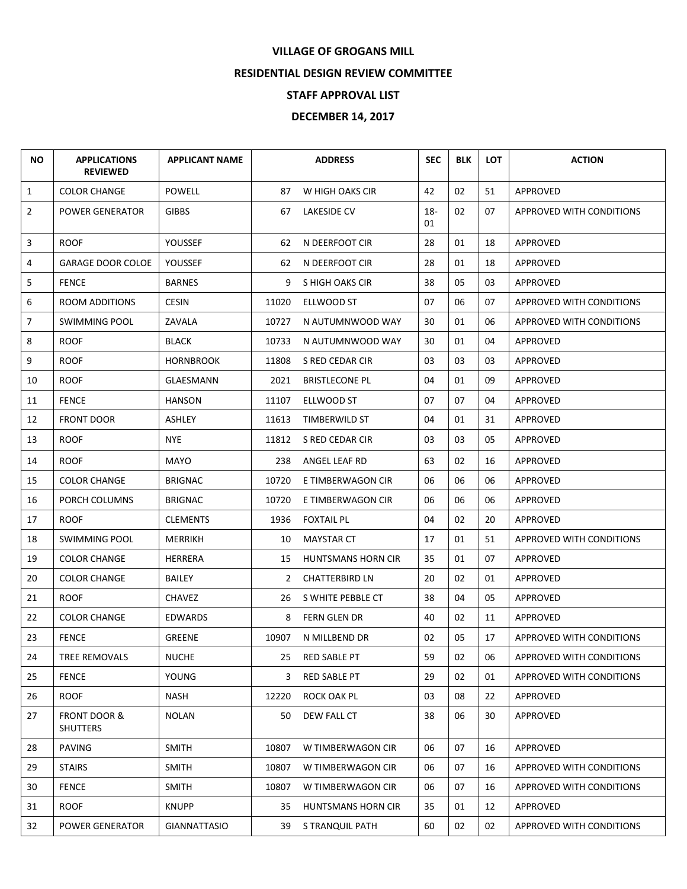# VILLAGE OF GROGANS MILL

## RESIDENTIAL DESIGN REVIEW COMMITTEE

## STAFF APPROVAL LIST

## DECEMBER 14, 2017

| NO | APPLICATIONS REVIEWED | APPLICANT NAME | ADDRESS | | SEC | BLK | LOT | ACTION |
|---|---|---|---|---|---|---|---|---|
| 1 | COLOR CHANGE | POWELL | 87 | W HIGH OAKS CIR | 42 | 02 | 51 | APPROVED |
| 2 | POWER GENERATOR | GIBBS | 67 | LAKESIDE CV | 18-01 | 02 | 07 | APPROVED WITH CONDITIONS |
| 3 | ROOF | YOUSSEF | 62 | N DEERFOOT CIR | 28 | 01 | 18 | APPROVED |
| 4 | GARAGE DOOR COLOE | YOUSSEF | 62 | N DEERFOOT CIR | 28 | 01 | 18 | APPROVED |
| 5 | FENCE | BARNES | 9 | S HIGH OAKS CIR | 38 | 05 | 03 | APPROVED |
| 6 | ROOM ADDITIONS | CESIN | 11020 | ELLWOOD ST | 07 | 06 | 07 | APPROVED WITH CONDITIONS |
| 7 | SWIMMING POOL | ZAVALA | 10727 | N AUTUMNWOOD WAY | 30 | 01 | 06 | APPROVED WITH CONDITIONS |
| 8 | ROOF | BLACK | 10733 | N AUTUMNWOOD WAY | 30 | 01 | 04 | APPROVED |
| 9 | ROOF | HORNBROOK | 11808 | S RED CEDAR CIR | 03 | 03 | 03 | APPROVED |
| 10 | ROOF | GLAESMANN | 2021 | BRISTLECONE PL | 04 | 01 | 09 | APPROVED |
| 11 | FENCE | HANSON | 11107 | ELLWOOD ST | 07 | 07 | 04 | APPROVED |
| 12 | FRONT DOOR | ASHLEY | 11613 | TIMBERWILD ST | 04 | 01 | 31 | APPROVED |
| 13 | ROOF | NYE | 11812 | S RED CEDAR CIR | 03 | 03 | 05 | APPROVED |
| 14 | ROOF | MAYO | 238 | ANGEL LEAF RD | 63 | 02 | 16 | APPROVED |
| 15 | COLOR CHANGE | BRIGNAC | 10720 | E TIMBERWAGON CIR | 06 | 06 | 06 | APPROVED |
| 16 | PORCH COLUMNS | BRIGNAC | 10720 | E TIMBERWAGON CIR | 06 | 06 | 06 | APPROVED |
| 17 | ROOF | CLEMENTS | 1936 | FOXTAIL PL | 04 | 02 | 20 | APPROVED |
| 18 | SWIMMING POOL | MERRIKH | 10 | MAYSTAR CT | 17 | 01 | 51 | APPROVED WITH CONDITIONS |
| 19 | COLOR CHANGE | HERRERA | 15 | HUNTSMANS HORN CIR | 35 | 01 | 07 | APPROVED |
| 20 | COLOR CHANGE | BAILEY | 2 | CHATTERBIRD LN | 20 | 02 | 01 | APPROVED |
| 21 | ROOF | CHAVEZ | 26 | S WHITE PEBBLE CT | 38 | 04 | 05 | APPROVED |
| 22 | COLOR CHANGE | EDWARDS | 8 | FERN GLEN DR | 40 | 02 | 11 | APPROVED |
| 23 | FENCE | GREENE | 10907 | N MILLBEND DR | 02 | 05 | 17 | APPROVED WITH CONDITIONS |
| 24 | TREE REMOVALS | NUCHE | 25 | RED SABLE PT | 59 | 02 | 06 | APPROVED WITH CONDITIONS |
| 25 | FENCE | YOUNG | 3 | RED SABLE PT | 29 | 02 | 01 | APPROVED WITH CONDITIONS |
| 26 | ROOF | NASH | 12220 | ROCK OAK PL | 03 | 08 | 22 | APPROVED |
| 27 | FRONT DOOR & SHUTTERS | NOLAN | 50 | DEW FALL CT | 38 | 06 | 30 | APPROVED |
| 28 | PAVING | SMITH | 10807 | W TIMBERWAGON CIR | 06 | 07 | 16 | APPROVED |
| 29 | STAIRS | SMITH | 10807 | W TIMBERWAGON CIR | 06 | 07 | 16 | APPROVED WITH CONDITIONS |
| 30 | FENCE | SMITH | 10807 | W TIMBERWAGON CIR | 06 | 07 | 16 | APPROVED WITH CONDITIONS |
| 31 | ROOF | KNUPP | 35 | HUNTSMANS HORN CIR | 35 | 01 | 12 | APPROVED |
| 32 | POWER GENERATOR | GIANNATTASIO | 39 | S TRANQUIL PATH | 60 | 02 | 02 | APPROVED WITH CONDITIONS |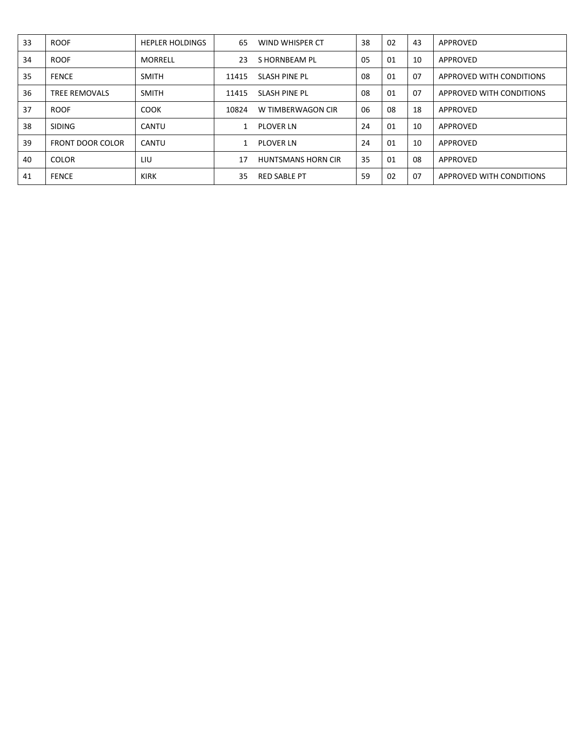| | | | | | | | | |
|---|---|---|---|---|---|---|---|---|
| 33 | ROOF | HEPLER HOLDINGS | 65 | WIND WHISPER CT | 38 | 02 | 43 | APPROVED |
| 34 | ROOF | MORRELL | 23 | S HORNBEAM PL | 05 | 01 | 10 | APPROVED |
| 35 | FENCE | SMITH | 11415 | SLASH PINE PL | 08 | 01 | 07 | APPROVED WITH CONDITIONS |
| 36 | TREE REMOVALS | SMITH | 11415 | SLASH PINE PL | 08 | 01 | 07 | APPROVED WITH CONDITIONS |
| 37 | ROOF | COOK | 10824 | W TIMBERWAGON CIR | 06 | 08 | 18 | APPROVED |
| 38 | SIDING | CANTU | 1 | PLOVER LN | 24 | 01 | 10 | APPROVED |
| 39 | FRONT DOOR COLOR | CANTU | 1 | PLOVER LN | 24 | 01 | 10 | APPROVED |
| 40 | COLOR | LIU | 17 | HUNTSMANS HORN CIR | 35 | 01 | 08 | APPROVED |
| 41 | FENCE | KIRK | 35 | RED SABLE PT | 59 | 02 | 07 | APPROVED WITH CONDITIONS |